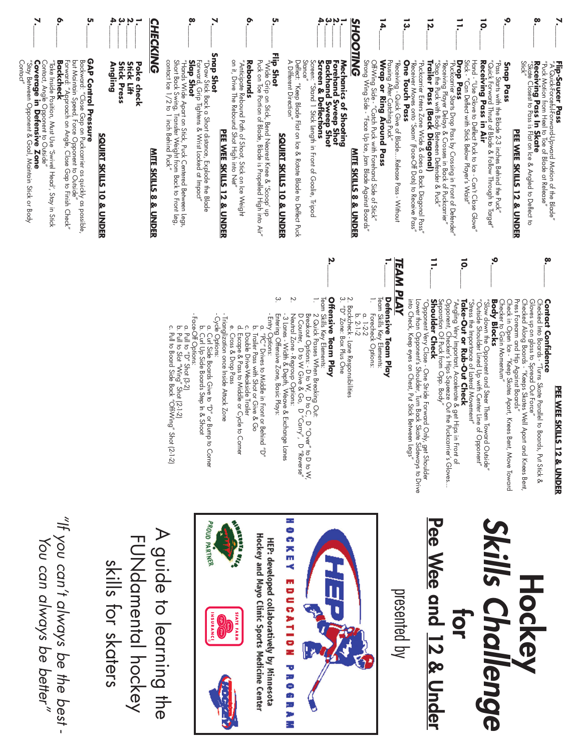7.____ **Flip-Saucer Pass**
"A Quick-Forceful-Forward-Upward Motion of the Blade" "Puck Motion from Heel to Toe of Blade at Release"

8.____ **Receiving Pass In Skate**
"Skate Closest to Pass is Flat on Ice & Angled to Deflect to Stick"

**PEE WEE SKILLS 12 & UNDER**

9.____ **Snap Pass**
"Pass Starts with the Blade 2-3 inches Behind the Puck" "Quick Forward Thrust of Blade & Follow Through to Target"

10.____ **Receiving Pass in Air**
Hand - "Use Glove to Deflect Puck to Ice - Can't Close Glove" Stick - "Can Deflect with Stick Below Player's Waist"

11.____ **Drop Pass**
"Puckcarrier Starts Drop Pass by Crossing in Front of Defender" "Receiving Player Delays & Crosses in Back of Puckcarrier" "Stop the Puck with Body Between Defender & Puck"

12.____ **Trailer Pass (Back Diagonal)**
"Puckcarrier Enters Zone Wide & does a Back Diagonal Pass" "Receiver Moves onto 'Seam' (Face-Off Dots) to Receive Pass"

13.____ **One Touch Pass**
"Receiving - Quick Give of Blade....Release Pass - Without Pausing After Catching Puck"

14.____ **Wrap or Ring Around Pass**
Off-Wing Side - "Catch Puck with Forehand Side of Stick" Strong Wing Side - "Face Up Ice, Jam Blade Against Boards"

## SHOOTING

**MITE SKILLS 8 & UNDER**

1.____ **Mechanics of Shooting**
2.____ **Forehand Sweep Shot**
3.____ **Backhand Sweep Shot**
4.____ **Screen & Deflections**
Screen: "Stand 1 Stick Length in Front of Goalie, Tripod Stance"
Deflect: "Keep Blade Flat on Ice & Rotate Blade to Deflect Puck A Different Direction"

**SQUIRT SKILLS 10 & UNDER**

5.____ **Flip Shot**
"Wide Grip on Stick, Bend Nearest Knee & 'Scoop' up Puck on Toe Portion of Blade, Blade is Propelled High into Air"

6.____ **Rebounds**
"Anticipate Rebound Path of Shoot, Stick on Ice Weight on it, Drive The Rebound Shot High into Net"

**PEE WEE SKILLS 12 & UNDER**

7.____ **Snap Shot**
"Draw Stick Back a Short distance, Explode the Blade Forward, Grip Tightens & Wrist locked at Impact"

8.____ **Slap Shot**
"Hands Wide Apart on Stick, Puck Centered Between Legs, Short Back Swing, Transfer Weight from Back to Front leg, contact Ice 1/2 to 1 inch Behind Puck"

## CHECKING

**MITE SKILLS 8 & UNDER**

1.____ **Poke check**
2.____ **Stick Lift**
3.____ **Stick Press**
4.____ **Angling**

**SQUIRT SKILLS 10 & UNDER**

5.____ **GAP Control Pressure**
Backward: "Close Gap on Puckcarrier as quickly as possible, but Maintain Speed, Force Opponent to Outside"
Forward: "Approach on Angle, Close Gap to Finish Check"

6.____ **Backcheck**
"Take Inside Position, Must Use 'Swivel Head', Stay in Stick Contact, Angle Opponent to Outside"

7.____ **Coverage in Defensive Zone**
"Stay Between Opponent & Goal, Maintain Stick or Body Contact"

**PEE WEE SKILLS 12 & UNDER**

8.____ **Contact Confidence**
Checked Into Boards - "Turns Skate Parallel to Boards, Put Stick & Gloves up on glass to Spread Out Force"
Checked Along Boards - "Keeps Skates Well Apart and Knees Bent, Press Forearm and Hip Against Boards"
Check in Open Ice - "Keep Skates Apart, Knees Bent, Move Toward Checker to Gain Momentum"

9.____ **Body Blocks**
"Slow down the Opponent and Steer Them Toward Outside" "Outside Shoulder Lined Up with Center Line of Opponent" "Stress the Importance of Lateral Movement"

10.____ **Take-Out or Rub-Out Check**
"Angling Very Important, Accelerate & get Hips in Front of Opponent, Checker's Hips Squeeze Out the Puckcarrier's Gloves... Separation Of Puck from Opp. Body"

11.____ **Shoulder Check**
"Opponent Very Close - One Stride Forward Only, get Shoulder Lower than Opponent's Shoulder, Turn Back Skate Sideways to Drive into Check, Keep eyes on Chest, Put Stick Between Legs"

## TEAM PLAY

1.____ **Defensive Team Play**
Team Skills Key Elements:
1. Forecheck Options:
   a. 1-2-2
   b. 2-1-2
2. Backcheck - Lane Responsibilities
3. "D" Zone: Box Plus One

2.____ **Offensive Team Play**
Team Skills Key Elements:
1. 2 Quick Passes When Breaking Out: Breakout Options - D to W, D to C, D "Over" to D to W, D counter, D to W Give & Go, D "carry", D "Reverse"
2. Neutral Zone - Regroup Options: - 3 Lanes - Width & Depth, Weave & Exchange Lanes
3. Entering Offensive Zone, Basic Plays:
   - Entry Options:
     a. "PC" Drives to Middle in Front or Behind "D"
     b. Trailer Pass with Shot or Give & Go
     c. Double Drive-Weakside Trailer
     d. Escape & Pass to Middle or Cycle to Corner
     e. Cross & Drop Pass
   - Triangulation once Inside Attack Zone
   - Cycle Options:
     a. Curl Side Boards Give to "D" or Bump to Corner
     b. Curl Up Side Boards Step In & Shoot
   - Face-Off Options:
     a. Pull to "D" Shot (3-2)
     b. Pull to Slot "Wing" Shot (2-1-2)
     c. Pull to Board Side Back "Off-Wing" Shot (2-1-2)

# Hockey *Skills Challenge* for

## Pee Wee and 12 & Under

presented by

HOCKEY EDUCATION PROGRAM

HEP: developed collaboratively by Minnesota Hockey and Mayo Clinic Sports Medicine Center

PROUD PARTNER

STATE FARM INSURANCE

A guide to learning the FUNdamental hockey skills for skaters

*"If you can't always be the best - You can always be better"*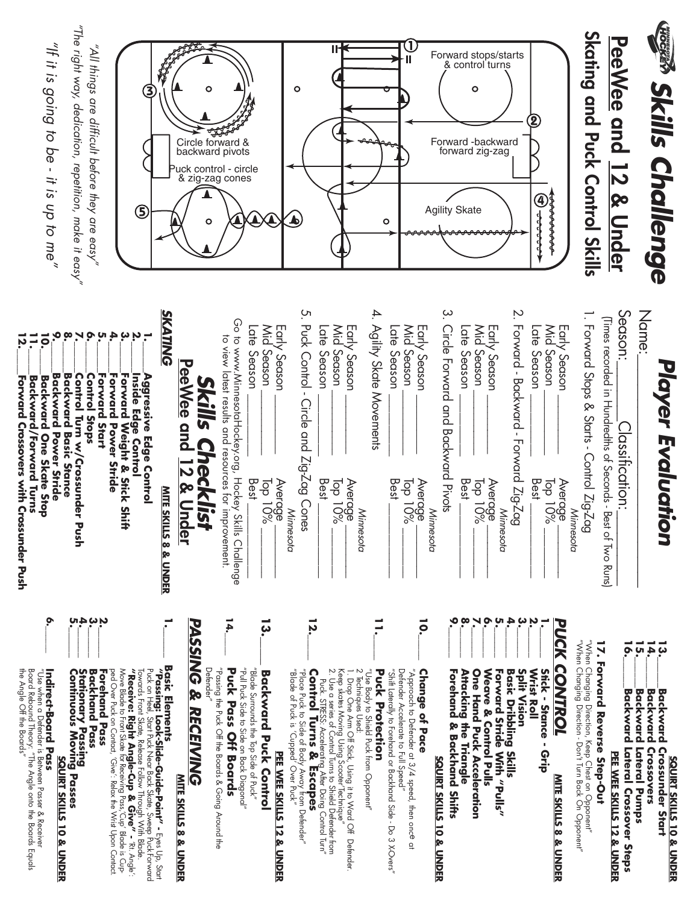# Skills Challenge

## PeeWee and 12 & Under

## Skating and Puck Control Skills

1 Forward stops/starts & control turns

2 Forward -backward forward zig-zag

3 Circle forward & backward pivots

4 Agility Skate

5 Puck control - circle & zig-zag cones

*"All things are difficult before they are easy"*

*"The right way, dedication, repetition, make it easy"*

*"If it is going to be - it is up to me"*

# Player Evaluation

Name: ______________________

Season: ________ Classification: ______________

(Times recorded in Hundredths of Seconds - Best of Two Runs)

1. Forward Stops & Starts - Control Zig-Zag

| | | | *Minnesota* | |
|---|---|---|---|---|
| Early Season | ______ | | Average | ______ |
| Mid Season | ______ | | Top 10% | ______ |
| Late Season | ______ | | Best | ______ |

2. Forward - Backward - Forward Zig-Zag

| | | | *Minnesota* | |
|---|---|---|---|---|
| Early Season | ______ | | Average | ______ |
| Mid Season | ______ | | Top 10% | ______ |
| Late Season | ______ | | Best | ______ |

3. Circle Forward and Backward Pivots

| | | | *Minnesota* | |
|---|---|---|---|---|
| Early Season | ______ | | Average | ______ |
| Mid Season | ______ | | Top 10% | ______ |
| Late Season | ______ | | Best | ______ |

4. Agility Skate Movements

| | | | *Minnesota* | |
|---|---|---|---|---|
| Early Season | ______ | | Average | ______ |
| Mid Season | ______ | | Top 10% | ______ |
| Late Season | ______ | | Best | ______ |

5. Puck Control - Circle and Zig-Zag Cones

| | | | *Minnesota* | |
|---|---|---|---|---|
| Early Season | ______ | | Average | ______ |
| Mid Season | ______ | | Top 10% | ______ |
| Late Season | ______ | | Best | ______ |

Go to www.MinnesotaHockey.org, Hockey Skills Challenge to view latest results and resources for improvement.

# Skills Checklist

## PeeWee and 12 & Under

### SKATING

**MITE SKILLS 8 & UNDER**

1. ____ **Aggressive Edge Control**
2. ____ **Inside Edge Control**
3. ____ **Forward Weight & Stick Shift**
4. ____ **Forward Power Stride**
5. ____ **Forward Start**
6. ____ **Control Stops**
7. ____ **Control Turn w/Crossunder Push**
8. ____ **Backward Basic Stance**
9. ____ **Backward Power Stride**
10. ____ **Backward One Skate Stop**
11. ____ **Backward/Forward Turns**
12. ____ **Forward Crossovers with Crossunder Push**

**SQUIRT SKILLS 10 & UNDER**

13. ____ **Backward Crossunder Start**
14. ____ **Backward Crossovers**
15. ____ **Backward Lateral Pumps**
16. ____ **Backward Lateral Crossover Steps**

**PEE WEE SKILLS 12 & UNDER**

17. **Forward Reverse Step-Out**

"When Changing Direction, Keep Chest on Opponent"
"When Changing Direction - Don't Turn Back On Opponent"

### PUCK CONTROL

**MITE SKILLS 8 & UNDER**

1. ____ **Stick - Stance - Grip**
2. ____ **Wrist Roll**
3. ____ **Split Vision**
4. ____ **Basic Dribbling Skills**
5. ____ **Forward Stride With "Pulls"**
6. ____ **Weave & Control Pulls**
7. ____ **One Hand Puck Acceleration**
8. ____ **Attacking the Triangle**
9. ____ **Forehand & Backhand Shifts**

**SQUIRT SKILLS 10 & UNDER**

10. ____ **Change of Pace**

"Approach to Defender at 3/4 speed, then once at Defender Accelerate to Full Speed"
"Shift Laterally to Forehand or Backhand Side - Do 3 X-Overs"

11. ____ **Puck Protection**

"Use Body to Shield Puck from Opponent"
2 Techniques Used:
1. Drop One Arm Off Stick, Using it to Ward Off Defender. Keep skates Moving Using Scooter Technique"
2. Use a series of Control Turns to Shield Defender from Puck. STRESS: Accelerating After Doing Control Turn"

12. ____ **Control Turns & Escapes**

"Place Puck to Side of Body Away from Defender"
"Blade of Puck is "Cupped" Over Puck"

**PEE WEE SKILLS 12 & UNDER**

13. ____ **Backward Puck Control**

"Blade Surrounds the Top Side of Puck"
"Pull Puck Side to Side on Back Diagonal"

14. ____ **Puck Pass Off Boards**

"Passing the Puck Off the Boards & Going Around the Defender"

### PASSING & RECEIVING

**MITE SKILLS 8 & UNDER**

1. ____ **Basic Elements**

**"Passing: Look-Slide-Guide-Point"** - Eyes Up, Start Puck on Heel, Start Puck Near Back Skate, Sweep Puck Forward Towards Front Skate, Release Follow Through With Blade.
**"Receive: Right Angle-Cup & Give"** - 'Rt. Angle': Move Blade to Front Skate for Receiving Pass;'Cup' Blade is Cupped Over Puck on Contact; 'Give': Relax the Wrist Upon Contact.

2. ____ **Forehand Pass**
3. ____ **Backhand Pass**
4. ____ **Stationary Passing**
5. ____ **Continuous Moving Passes**

**SQUIRT SKILLS 10 & UNDER**

6. ____ **Indirect-Board Pass**

"Use when a Defender is Between Passer & Receiver Board Rebound Theory: "The Angle onto the Boards Equals the Angle Off the Boards""